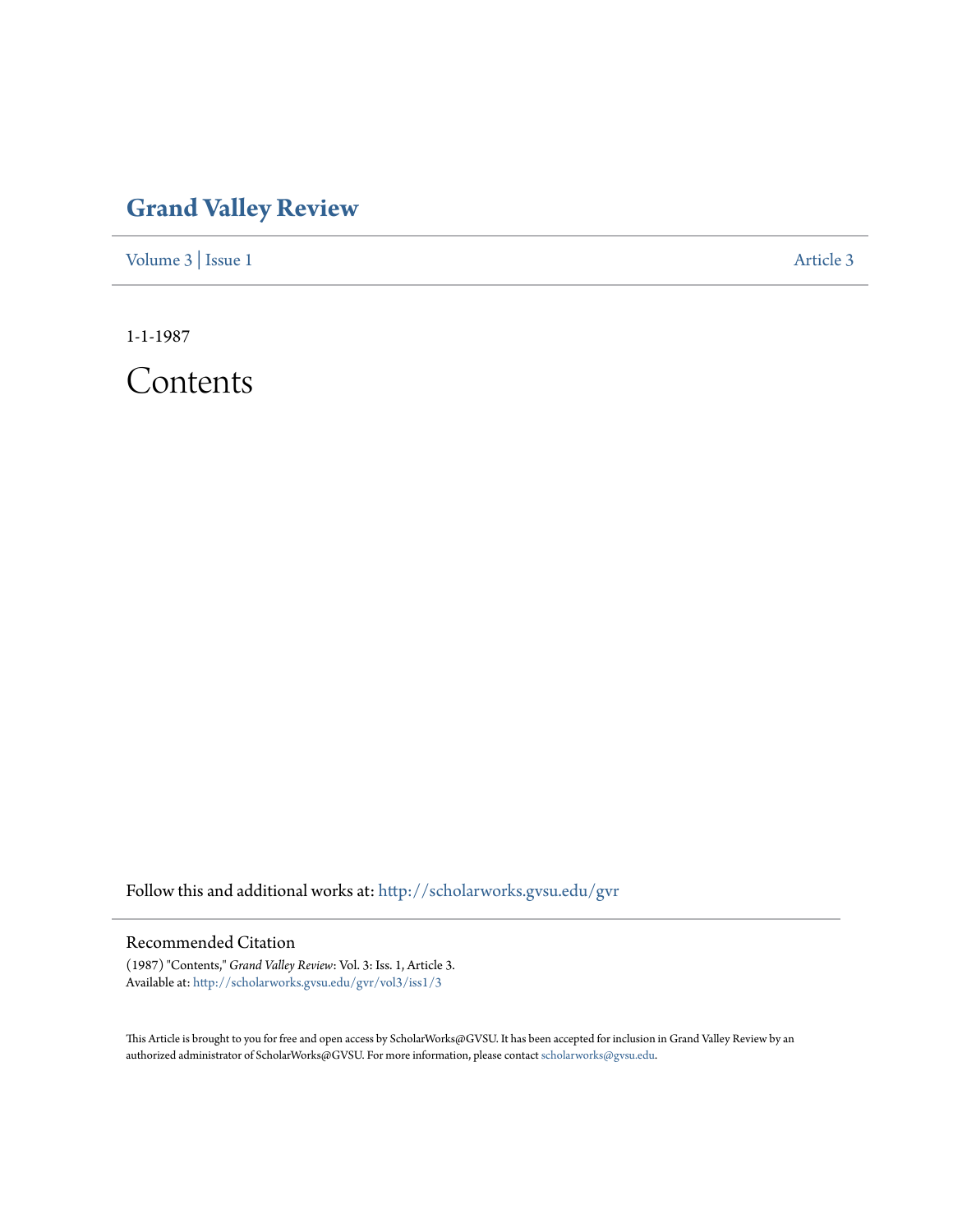# Grand Valley Review

Volume 3 | Issue 1 Article 3

1-1-1987

# Contents

Follow this and additional works at: http://scholarworks.gvsu.edu/gvr

## Recommended Citation

(1987) "Contents," *Grand Valley Review*: Vol. 3: Iss. 1, Article 3.
Available at: http://scholarworks.gvsu.edu/gvr/vol3/iss1/3

This Article is brought to you for free and open access by ScholarWorks@GVSU. It has been accepted for inclusion in Grand Valley Review by an authorized administrator of ScholarWorks@GVSU. For more information, please contact scholarworks@gvsu.edu.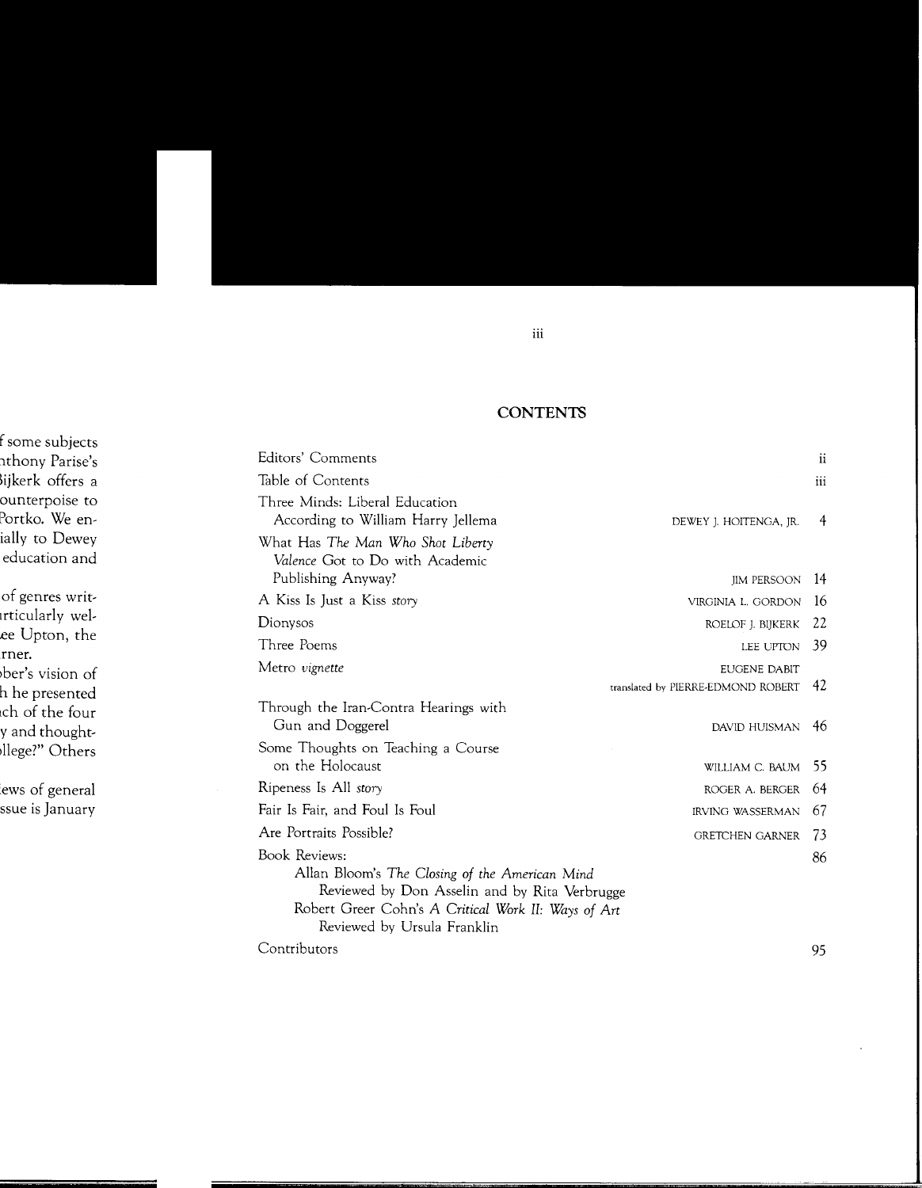# CONTENTS

| | | |
|---|---|---|
| Editors' Comments | | ii |
| Table of Contents | | iii |
| Three Minds: Liberal Education According to William Harry Jellema | DEWEY J. HOITENGA, JR. | 4 |
| What Has *The Man Who Shot Liberty Valence* Got to Do with Academic Publishing Anyway? | JIM PERSOON | 14 |
| A Kiss Is Just a Kiss *story* | VIRGINIA L. GORDON | 16 |
| Dionysos | ROELOF J. BIJKERK | 22 |
| Three Poems | LEE UPTON | 39 |
| Metro *vignette* | EUGENE DABIT translated by PIERRE-EDMOND ROBERT | 42 |
| Through the Iran-Contra Hearings with Gun and Doggerel | DAVID HUISMAN | 46 |
| Some Thoughts on Teaching a Course on the Holocaust | WILLIAM C. BAUM | 55 |
| Ripeness Is All *story* | ROGER A. BERGER | 64 |
| Fair Is Fair, and Foul Is Foul | IRVING WASSERMAN | 67 |
| Are Portraits Possible? | GRETCHEN GARNER | 73 |
| Book Reviews: Allan Bloom's *The Closing of the American Mind* Reviewed by Don Asselin and by Rita Verbrugge; Robert Greer Cohn's *A Critical Work II: Ways of Art* Reviewed by Ursula Franklin | | 86 |
| Contributors | | 95 |